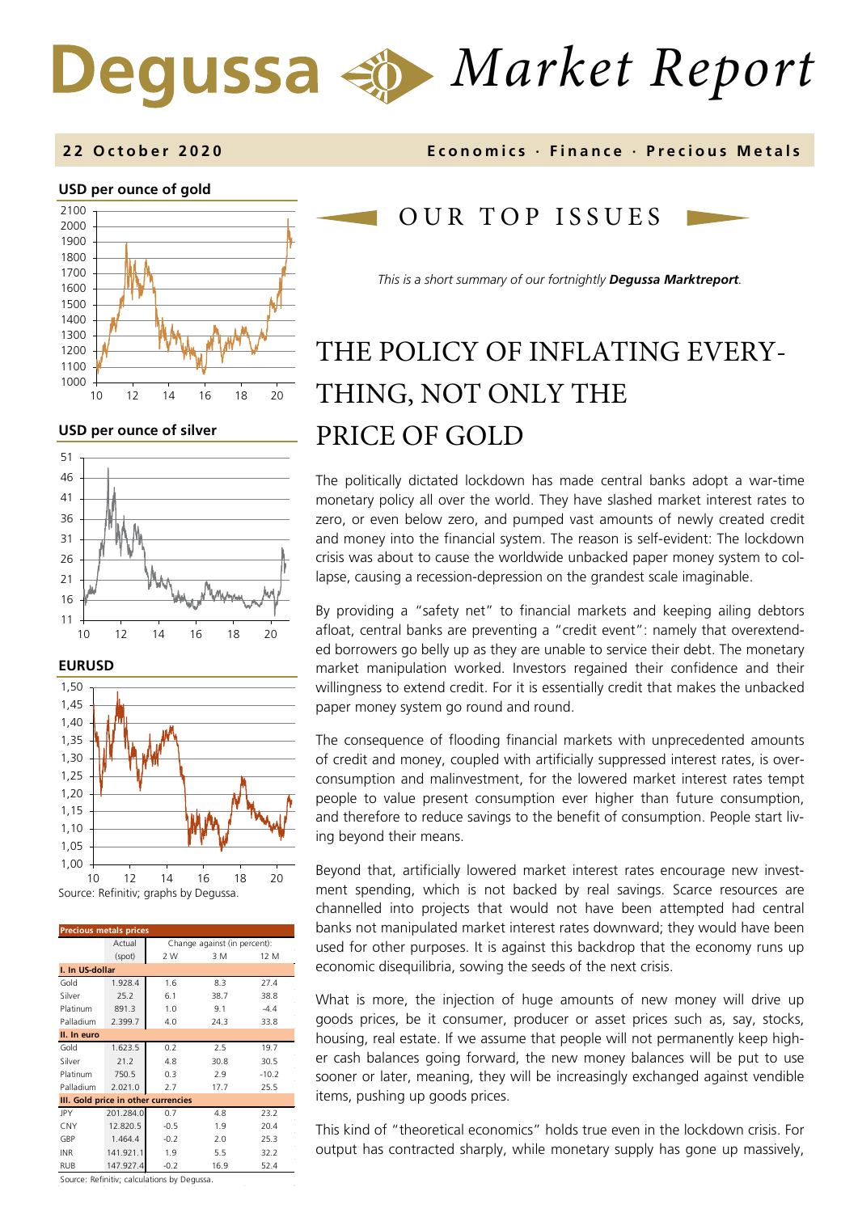# Degussa Market Report

**22 October 2020** — **Economics · Finance · Precious Metals**

**USD per ounce of gold**

**USD per ounce of silver**

**EURUSD**

Source: Refinitiv; graphs by Degussa.

| Precious metals prices | Actual | Change against (in percent): | | |
|---|---|---|---|---|
| | (spot) | 2 W | 3 M | 12 M |
| **I. In US-dollar** | | | | |
| Gold | 1.928.4 | 1.6 | 8.3 | 27.4 |
| Silver | 25.2 | 6.1 | 38.7 | 38.8 |
| Platinum | 891.3 | 1.0 | 9.1 | -4.4 |
| Palladium | 2.399.7 | 4.0 | 24.3 | 33.8 |
| **II. In euro** | | | | |
| Gold | 1.623.5 | 0.2 | 2.5 | 19.7 |
| Silver | 21.2 | 4.8 | 30.8 | 30.5 |
| Platinum | 750.5 | 0.3 | 2.9 | -10.2 |
| Palladium | 2.021.0 | 2.7 | 17.7 | 25.5 |
| **III. Gold price in other currencies** | | | | |
| JPY | 201.284.0 | 0.7 | 4.8 | 23.2 |
| CNY | 12.820.5 | -0.5 | 1.9 | 20.4 |
| GBP | 1.464.4 | -0.2 | 2.0 | 25.3 |
| INR | 141.921.1 | 1.9 | 5.5 | 32.2 |
| RUB | 147.927.4 | -0.2 | 16.9 | 52.4 |

Source: Refinitiv; calculations by Degussa.

## OUR TOP ISSUES

*This is a short summary of our fortnightly* ***Degussa Marktreport****.*

# THE POLICY OF INFLATING EVERY-THING, NOT ONLY THE PRICE OF GOLD

The politically dictated lockdown has made central banks adopt a war-time monetary policy all over the world. They have slashed market interest rates to zero, or even below zero, and pumped vast amounts of newly created credit and money into the financial system. The reason is self-evident: The lockdown crisis was about to cause the worldwide unbacked paper money system to collapse, causing a recession-depression on the grandest scale imaginable.

By providing a "safety net" to financial markets and keeping ailing debtors afloat, central banks are preventing a "credit event": namely that overextended borrowers go belly up as they are unable to service their debt. The monetary market manipulation worked. Investors regained their confidence and their willingness to extend credit. For it is essentially credit that makes the unbacked paper money system go round and round.

The consequence of flooding financial markets with unprecedented amounts of credit and money, coupled with artificially suppressed interest rates, is overconsumption and malinvestment, for the lowered market interest rates tempt people to value present consumption ever higher than future consumption, and therefore to reduce savings to the benefit of consumption. People start living beyond their means.

Beyond that, artificially lowered market interest rates encourage new investment spending, which is not backed by real savings. Scarce resources are channelled into projects that would not have been attempted had central banks not manipulated market interest rates downward; they would have been used for other purposes. It is against this backdrop that the economy runs up economic disequilibria, sowing the seeds of the next crisis.

What is more, the injection of huge amounts of new money will drive up goods prices, be it consumer, producer or asset prices such as, say, stocks, housing, real estate. If we assume that people will not permanently keep higher cash balances going forward, the new money balances will be put to use sooner or later, meaning, they will be increasingly exchanged against vendible items, pushing up goods prices.

This kind of "theoretical economics" holds true even in the lockdown crisis. For output has contracted sharply, while monetary supply has gone up massively,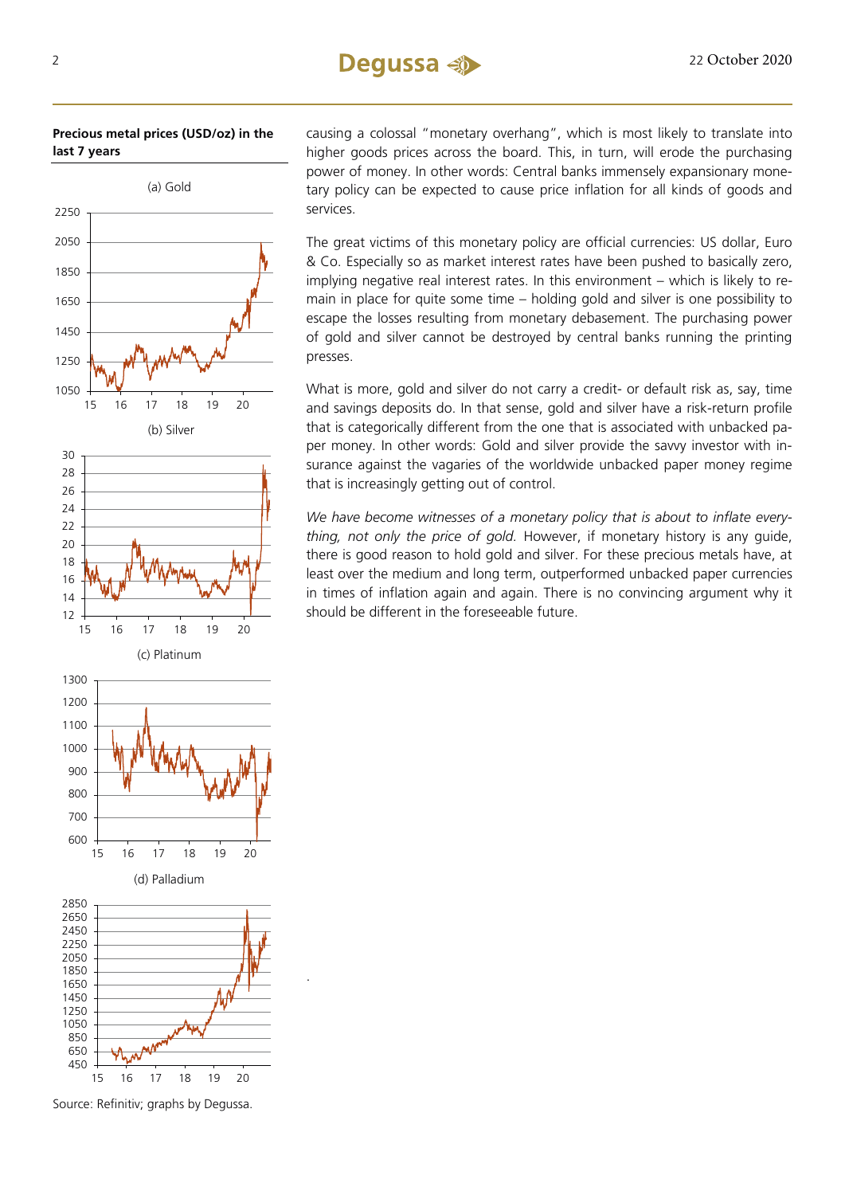**Precious metal prices (USD/oz) in the last 7 years**

(a) Gold

(b) Silver

(c) Platinum

(d) Palladium

Source: Refinitiv; graphs by Degussa.

causing a colossal "monetary overhang", which is most likely to translate into higher goods prices across the board. This, in turn, will erode the purchasing power of money. In other words: Central banks immensely expansionary monetary policy can be expected to cause price inflation for all kinds of goods and services.

The great victims of this monetary policy are official currencies: US dollar, Euro & Co. Especially so as market interest rates have been pushed to basically zero, implying negative real interest rates. In this environment – which is likely to remain in place for quite some time – holding gold and silver is one possibility to escape the losses resulting from monetary debasement. The purchasing power of gold and silver cannot be destroyed by central banks running the printing presses.

What is more, gold and silver do not carry a credit- or default risk as, say, time and savings deposits do. In that sense, gold and silver have a risk-return profile that is categorically different from the one that is associated with unbacked paper money. In other words: Gold and silver provide the savvy investor with insurance against the vagaries of the worldwide unbacked paper money regime that is increasingly getting out of control.

*We have become witnesses of a monetary policy that is about to inflate everything, not only the price of gold.* However, if monetary history is any guide, there is good reason to hold gold and silver. For these precious metals have, at least over the medium and long term, outperformed unbacked paper currencies in times of inflation again and again. There is no convincing argument why it should be different in the foreseeable future.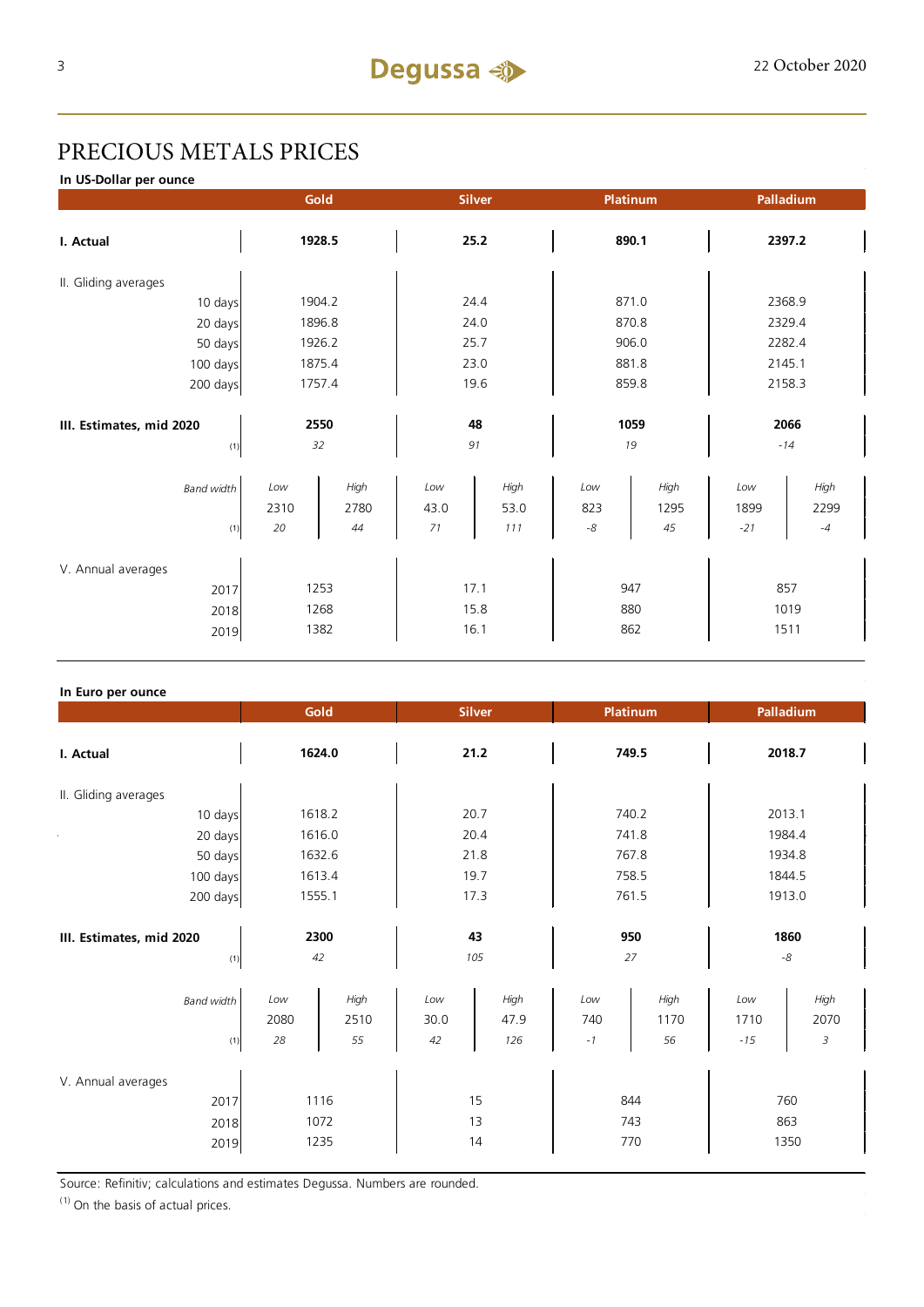# PRECIOUS METALS PRICES

**In US-Dollar per ounce**

| | Gold | | Silver | | Platinum | | Palladium | |
|---|---|---|---|---|---|---|---|---|
| **I. Actual** | **1928.5** | | **25.2** | | **890.1** | | **2397.2** | |
| II. Gliding averages | | | | | | | | |
| 10 days | 1904.2 | | 24.4 | | 871.0 | | 2368.9 | |
| 20 days | 1896.8 | | 24.0 | | 870.8 | | 2329.4 | |
| 50 days | 1926.2 | | 25.7 | | 906.0 | | 2282.4 | |
| 100 days | 1875.4 | | 23.0 | | 881.8 | | 2145.1 | |
| 200 days | 1757.4 | | 19.6 | | 859.8 | | 2158.3 | |
| **III. Estimates, mid 2020** | **2550** | | **48** | | **1059** | | **2066** | |
| (1) | *32* | | *91* | | *19* | | *-14* | |
| *Band width* | *Low* | *High* | *Low* | *High* | *Low* | *High* | *Low* | *High* |
| | 2310 | 2780 | 43.0 | 53.0 | 823 | 1295 | 1899 | 2299 |
| (1) | *20* | *44* | *71* | *111* | *-8* | *45* | *-21* | *-4* |
| V. Annual averages | | | | | | | | |
| 2017 | 1253 | | 17.1 | | 947 | | 857 | |
| 2018 | 1268 | | 15.8 | | 880 | | 1019 | |
| 2019 | 1382 | | 16.1 | | 862 | | 1511 | |

**In Euro per ounce**

| | Gold | | Silver | | Platinum | | Palladium | |
|---|---|---|---|---|---|---|---|---|
| **I. Actual** | **1624.0** | | **21.2** | | **749.5** | | **2018.7** | |
| II. Gliding averages | | | | | | | | |
| 10 days | 1618.2 | | 20.7 | | 740.2 | | 2013.1 | |
| 20 days | 1616.0 | | 20.4 | | 741.8 | | 1984.4 | |
| 50 days | 1632.6 | | 21.8 | | 767.8 | | 1934.8 | |
| 100 days | 1613.4 | | 19.7 | | 758.5 | | 1844.5 | |
| 200 days | 1555.1 | | 17.3 | | 761.5 | | 1913.0 | |
| **III. Estimates, mid 2020** | **2300** | | **43** | | **950** | | **1860** | |
| (1) | *42* | | *105* | | *27* | | *-8* | |
| *Band width* | *Low* | *High* | *Low* | *High* | *Low* | *High* | *Low* | *High* |
| | 2080 | 2510 | 30.0 | 47.9 | 740 | 1170 | 1710 | 2070 |
| (1) | *28* | *55* | *42* | *126* | *-1* | *56* | *-15* | *3* |
| V. Annual averages | | | | | | | | |
| 2017 | 1116 | | 15 | | 844 | | 760 | |
| 2018 | 1072 | | 13 | | 743 | | 863 | |
| 2019 | 1235 | | 14 | | 770 | | 1350 | |

Source: Refinitiv; calculations and estimates Degussa. Numbers are rounded.

(1) On the basis of actual prices.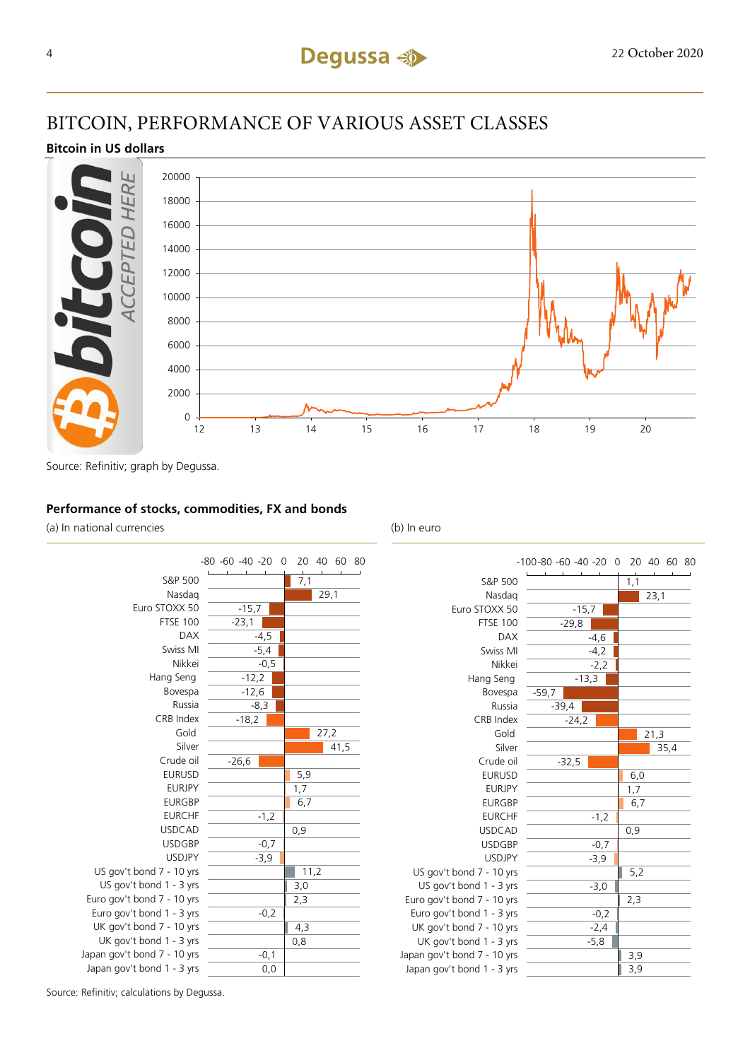# BITCOIN, PERFORMANCE OF VARIOUS ASSET CLASSES

**Bitcoin in US dollars**

Source: Refinitiv; graph by Degussa.

**Performance of stocks, commodities, FX and bonds**

(a) In national currencies

| Asset | Performance |
|---|---|
| S&P 500 | 7,1 |
| Nasdaq | 29,1 |
| Euro STOXX 50 | -15,7 |
| FTSE 100 | -23,1 |
| DAX | -4,5 |
| Swiss MI | -5,4 |
| Nikkei | -0,5 |
| Hang Seng | -12,2 |
| Bovespa | -12,6 |
| Russia | -8,3 |
| CRB Index | -18,2 |
| Gold | 27,2 |
| Silver | 41,5 |
| Crude oil | -26,6 |
| EURUSD | 5,9 |
| EURJPY | 1,7 |
| EURGBP | 6,7 |
| EURCHF | -1,2 |
| USDCAD | 0,9 |
| USDGBP | -0,7 |
| USDJPY | -3,9 |
| US gov't bond 7 - 10 yrs | 11,2 |
| US gov't bond 1 - 3 yrs | 3,0 |
| Euro gov't bond 7 - 10 yrs | 2,3 |
| Euro gov't bond 1 - 3 yrs | -0,2 |
| UK gov't bond 7 - 10 yrs | 4,3 |
| UK gov't bond 1 - 3 yrs | 0,8 |
| Japan gov't bond 7 - 10 yrs | -0,1 |
| Japan gov't bond 1 - 3 yrs | 0,0 |

(b) In euro

| Asset | Performance |
|---|---|
| S&P 500 | 1,1 |
| Nasdaq | 23,1 |
| Euro STOXX 50 | -15,7 |
| FTSE 100 | -29,8 |
| DAX | -4,6 |
| Swiss MI | -4,2 |
| Nikkei | -2,2 |
| Hang Seng | -13,3 |
| Bovespa | -59,7 |
| Russia | -39,4 |
| CRB Index | -24,2 |
| Gold | 21,3 |
| Silver | 35,4 |
| Crude oil | -32,5 |
| EURUSD | 6,0 |
| EURJPY | 1,7 |
| EURGBP | 6,7 |
| EURCHF | -1,2 |
| USDCAD | 0,9 |
| USDGBP | -0,7 |
| USDJPY | -3,9 |
| US gov't bond 7 - 10 yrs | 5,2 |
| US gov't bond 1 - 3 yrs | -3,0 |
| Euro gov't bond 7 - 10 yrs | 2,3 |
| Euro gov't bond 1 - 3 yrs | -0,2 |
| UK gov't bond 7 - 10 yrs | -2,4 |
| UK gov't bond 1 - 3 yrs | -5,8 |
| Japan gov't bond 7 - 10 yrs | 3,9 |
| Japan gov't bond 1 - 3 yrs | 3,9 |

Source: Refinitiv; calculations by Degussa.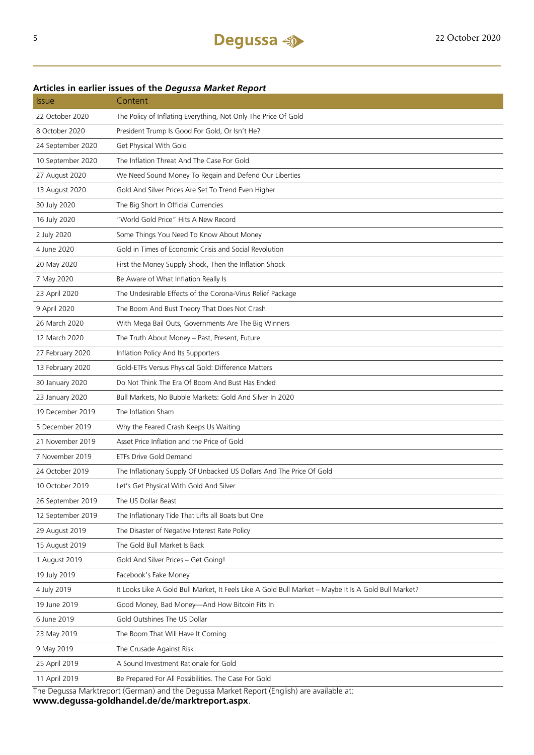**Articles in earlier issues of the *Degussa Market Report***

| Issue | Content |
|---|---|
| 22 October 2020 | The Policy of Inflating Everything, Not Only The Price Of Gold |
| 8 October 2020 | President Trump Is Good For Gold, Or Isn't He? |
| 24 September 2020 | Get Physical With Gold |
| 10 September 2020 | The Inflation Threat And The Case For Gold |
| 27 August 2020 | We Need Sound Money To Regain and Defend Our Liberties |
| 13 August 2020 | Gold And Silver Prices Are Set To Trend Even Higher |
| 30 July 2020 | The Big Short In Official Currencies |
| 16 July 2020 | "World Gold Price" Hits A New Record |
| 2 July 2020 | Some Things You Need To Know About Money |
| 4 June 2020 | Gold in Times of Economic Crisis and Social Revolution |
| 20 May 2020 | First the Money Supply Shock, Then the Inflation Shock |
| 7 May 2020 | Be Aware of What Inflation Really Is |
| 23 April 2020 | The Undesirable Effects of the Corona-Virus Relief Package |
| 9 April 2020 | The Boom And Bust Theory That Does Not Crash |
| 26 March 2020 | With Mega Bail Outs, Governments Are The Big Winners |
| 12 March 2020 | The Truth About Money – Past, Present, Future |
| 27 February 2020 | Inflation Policy And Its Supporters |
| 13 February 2020 | Gold-ETFs Versus Physical Gold: Difference Matters |
| 30 January 2020 | Do Not Think The Era Of Boom And Bust Has Ended |
| 23 January 2020 | Bull Markets, No Bubble Markets: Gold And Silver In 2020 |
| 19 December 2019 | The Inflation Sham |
| 5 December 2019 | Why the Feared Crash Keeps Us Waiting |
| 21 November 2019 | Asset Price Inflation and the Price of Gold |
| 7 November 2019 | ETFs Drive Gold Demand |
| 24 October 2019 | The Inflationary Supply Of Unbacked US Dollars And The Price Of Gold |
| 10 October 2019 | Let's Get Physical With Gold And Silver |
| 26 September 2019 | The US Dollar Beast |
| 12 September 2019 | The Inflationary Tide That Lifts all Boats but One |
| 29 August 2019 | The Disaster of Negative Interest Rate Policy |
| 15 August 2019 | The Gold Bull Market Is Back |
| 1 August 2019 | Gold And Silver Prices – Get Going! |
| 19 July 2019 | Facebook's Fake Money |
| 4 July 2019 | It Looks Like A Gold Bull Market, It Feels Like A Gold Bull Market – Maybe It Is A Gold Bull Market? |
| 19 June 2019 | Good Money, Bad Money—And How Bitcoin Fits In |
| 6 June 2019 | Gold Outshines The US Dollar |
| 23 May 2019 | The Boom That Will Have It Coming |
| 9 May 2019 | The Crusade Against Risk |
| 25 April 2019 | A Sound Investment Rationale for Gold |
| 11 April 2019 | Be Prepared For All Possibilities. The Case For Gold |

The Degussa Marktreport (German) and the Degussa Market Report (English) are available at:
**www.degussa-goldhandel.de/de/marktreport.aspx**.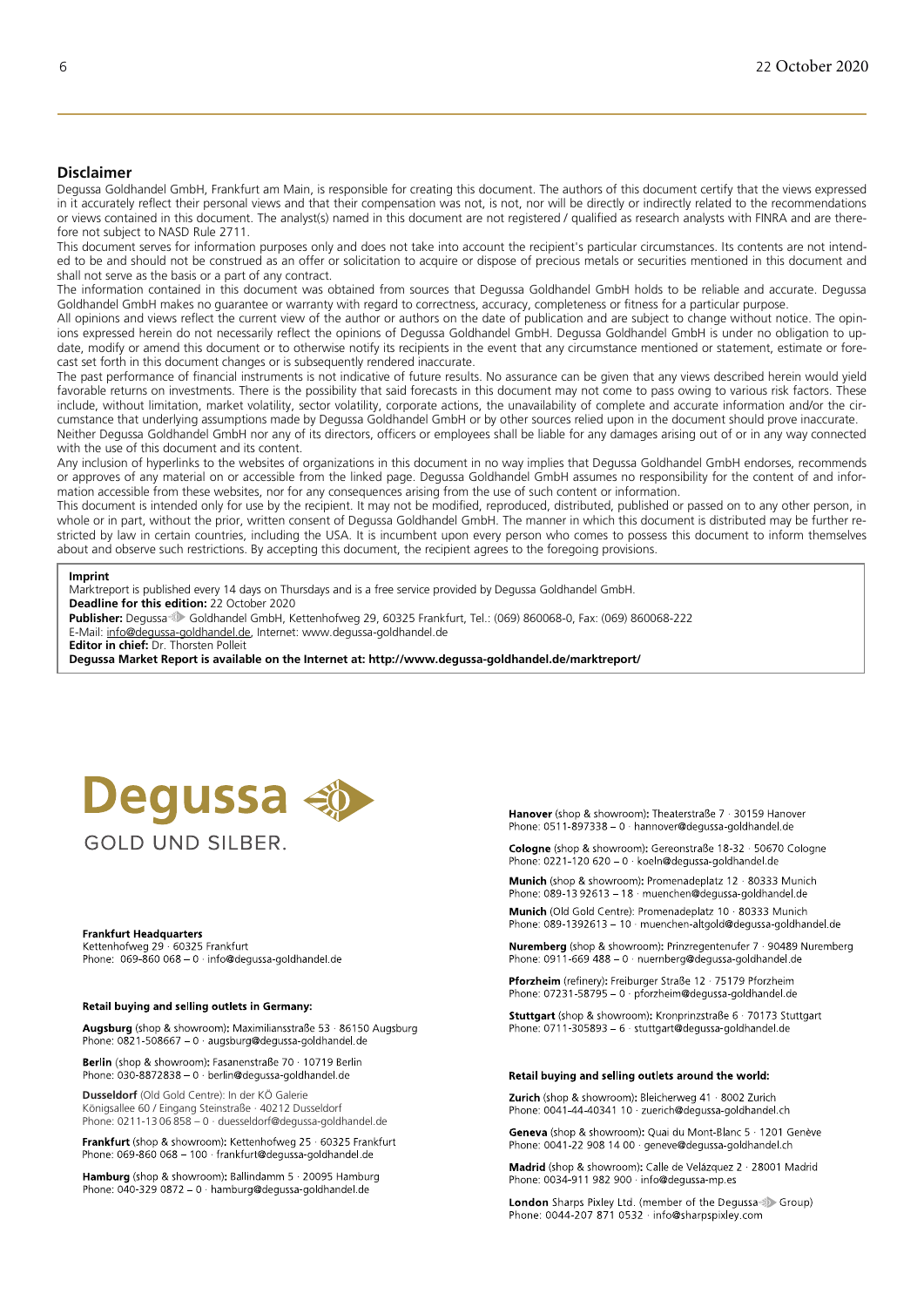## Disclaimer

Degussa Goldhandel GmbH, Frankfurt am Main, is responsible for creating this document. The authors of this document certify that the views expressed in it accurately reflect their personal views and that their compensation was not, is not, nor will be directly or indirectly related to the recommendations or views contained in this document. The analyst(s) named in this document are not registered / qualified as research analysts with FINRA and are therefore not subject to NASD Rule 2711.

This document serves for information purposes only and does not take into account the recipient's particular circumstances. Its contents are not intended to be and should not be construed as an offer or solicitation to acquire or dispose of precious metals or securities mentioned in this document and shall not serve as the basis or a part of any contract.

The information contained in this document was obtained from sources that Degussa Goldhandel GmbH holds to be reliable and accurate. Degussa Goldhandel GmbH makes no guarantee or warranty with regard to correctness, accuracy, completeness or fitness for a particular purpose.

All opinions and views reflect the current view of the author or authors on the date of publication and are subject to change without notice. The opinions expressed herein do not necessarily reflect the opinions of Degussa Goldhandel GmbH. Degussa Goldhandel GmbH is under no obligation to update, modify or amend this document or to otherwise notify its recipients in the event that any circumstance mentioned or statement, estimate or forecast set forth in this document changes or is subsequently rendered inaccurate.

The past performance of financial instruments is not indicative of future results. No assurance can be given that any views described herein would yield favorable returns on investments. There is the possibility that said forecasts in this document may not come to pass owing to various risk factors. These include, without limitation, market volatility, sector volatility, corporate actions, the unavailability of complete and accurate information and/or the circumstance that underlying assumptions made by Degussa Goldhandel GmbH or by other sources relied upon in the document should prove inaccurate.

Neither Degussa Goldhandel GmbH nor any of its directors, officers or employees shall be liable for any damages arising out of or in any way connected with the use of this document and its content.

Any inclusion of hyperlinks to the websites of organizations in this document in no way implies that Degussa Goldhandel GmbH endorses, recommends or approves of any material on or accessible from the linked page. Degussa Goldhandel GmbH assumes no responsibility for the content of and information accessible from these websites, nor for any consequences arising from the use of such content or information.

This document is intended only for use by the recipient. It may not be modified, reproduced, distributed, published or passed on to any other person, in whole or in part, without the prior, written consent of Degussa Goldhandel GmbH. The manner in which this document is distributed may be further restricted by law in certain countries, including the USA. It is incumbent upon every person who comes to possess this document to inform themselves about and observe such restrictions. By accepting this document, the recipient agrees to the foregoing provisions.

**Imprint**
Marktreport is published every 14 days on Thursdays and is a free service provided by Degussa Goldhandel GmbH.
**Deadline for this edition:** 22 October 2020
**Publisher:** Degussa Goldhandel GmbH, Kettenhofweg 29, 60325 Frankfurt, Tel.: (069) 860068-0, Fax: (069) 860068-222
E-Mail: info@degussa-goldhandel.de, Internet: www.degussa-goldhandel.de
**Editor in chief:** Dr. Thorsten Polleit
**Degussa Market Report is available on the Internet at: http://www.degussa-goldhandel.de/marktreport/**

**Degussa**
GOLD UND SILBER.

**Frankfurt Headquarters**
Kettenhofweg 29 · 60325 Frankfurt
Phone: 069-860 068 – 0 · info@degussa-goldhandel.de

**Retail buying and selling outlets in Germany:**

**Augsburg** (shop & showroom): Maximiliansstraße 53 · 86150 Augsburg
Phone: 0821-508667 – 0 · augsburg@degussa-goldhandel.de

**Berlin** (shop & showroom): Fasanenstraße 70 · 10719 Berlin
Phone: 030-8872838 – 0 · berlin@degussa-goldhandel.de

**Dusseldorf** (Old Gold Centre): In der KÖ Galerie
Königsallee 60 / Eingang Steinstraße · 40212 Dusseldorf
Phone: 0211-13 06 858 – 0 · duesseldorf@degussa-goldhandel.de

**Frankfurt** (shop & showroom): Kettenhofweg 25 · 60325 Frankfurt
Phone: 069-860 068 – 100 · frankfurt@degussa-goldhandel.de

**Hamburg** (shop & showroom): Ballindamm 5 · 20095 Hamburg
Phone: 040-329 0872 – 0 · hamburg@degussa-goldhandel.de

**Hanover** (shop & showroom): Theaterstraße 7 · 30159 Hanover
Phone: 0511-897338 – 0 · hannover@degussa-goldhandel.de

**Cologne** (shop & showroom): Gereonstraße 18-32 · 50670 Cologne
Phone: 0221-120 620 – 0 · koeln@degussa-goldhandel.de

**Munich** (shop & showroom): Promenadeplatz 12 · 80333 Munich
Phone: 089-13 92613 – 18 · muenchen@degussa-goldhandel.de

**Munich** (Old Gold Centre): Promenadeplatz 10 · 80333 Munich
Phone: 089-1392613 – 10 · muenchen-altgold@degussa-goldhandel.de

**Nuremberg** (shop & showroom): Prinzregentenufer 7 · 90489 Nuremberg
Phone: 0911-669 488 – 0 · nuernberg@degussa-goldhandel.de

**Pforzheim** (refinery): Freiburger Straße 12 · 75179 Pforzheim
Phone: 07231-58795 – 0 · pforzheim@degussa-goldhandel.de

**Stuttgart** (shop & showroom): Kronprinzstraße 6 · 70173 Stuttgart
Phone: 0711-305893 – 6 · stuttgart@degussa-goldhandel.de

**Retail buying and selling outlets around the world:**

**Zurich** (shop & showroom): Bleicherweg 41 · 8002 Zurich
Phone: 0041-44-40341 10 · zuerich@degussa-goldhandel.ch

**Geneva** (shop & showroom): Quai du Mont-Blanc 5 · 1201 Genève
Phone: 0041-22 908 14 00 · geneve@degussa-goldhandel.ch

**Madrid** (shop & showroom): Calle de Velázquez 2 · 28001 Madrid
Phone: 0034-911 982 900 · info@degussa-mp.es

**London** Sharps Pixley Ltd. (member of the Degussa Group)
Phone: 0044-207 871 0532 · info@sharpspixley.com